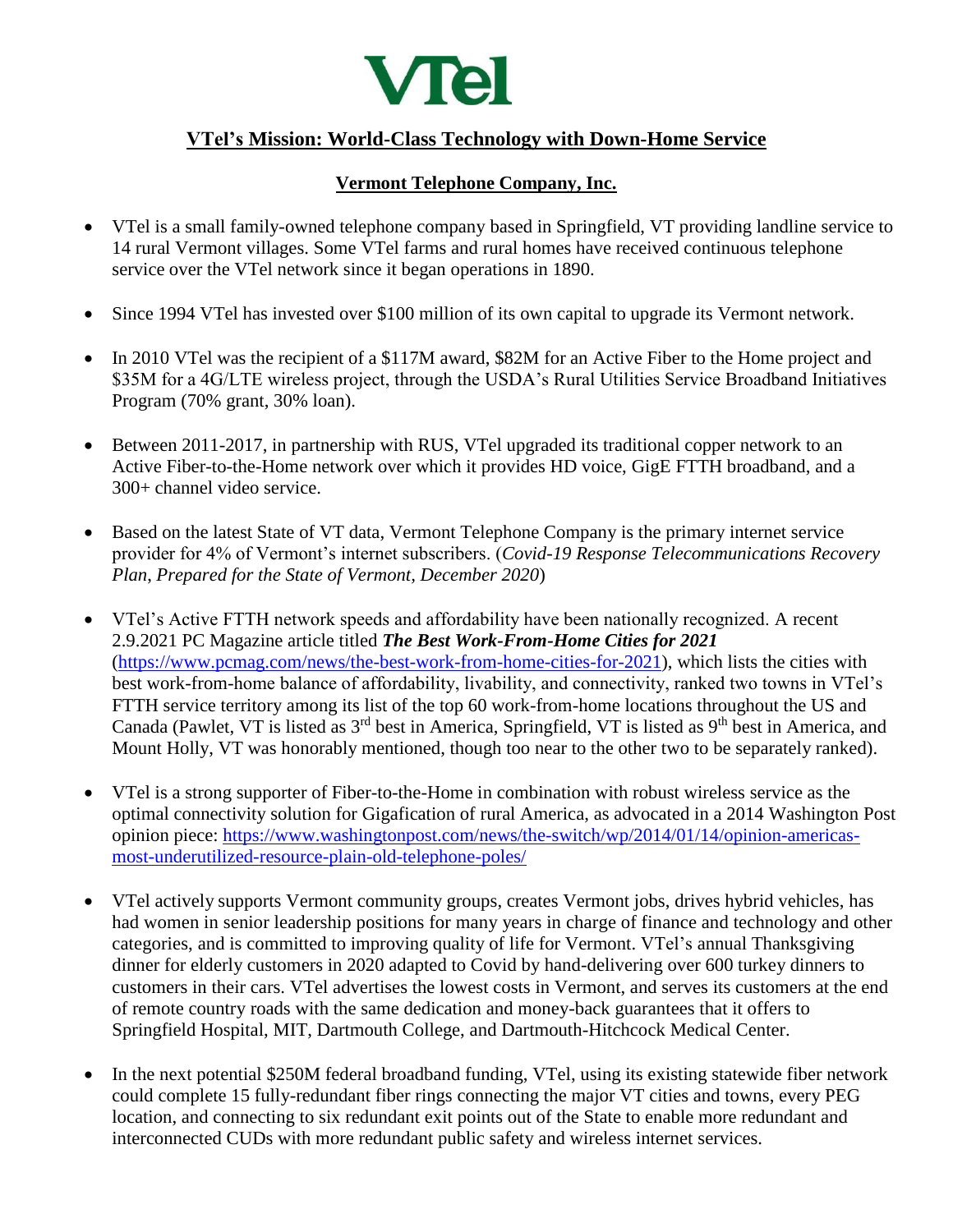# VTel

## VTel's Mission: World-Class Technology with Down-Home Service

### Vermont Telephone Company, Inc.

- VTel is a small family-owned telephone company based in Springfield, VT providing landline service to 14 rural Vermont villages. Some VTel farms and rural homes have received continuous telephone service over the VTel network since it began operations in 1890.

- Since 1994 VTel has invested over $100 million of its own capital to upgrade its Vermont network.

- In 2010 VTel was the recipient of a $117M award, $82M for an Active Fiber to the Home project and $35M for a 4G/LTE wireless project, through the USDA's Rural Utilities Service Broadband Initiatives Program (70% grant, 30% loan).

- Between 2011-2017, in partnership with RUS, VTel upgraded its traditional copper network to an Active Fiber-to-the-Home network over which it provides HD voice, GigE FTTH broadband, and a 300+ channel video service.

- Based on the latest State of VT data, Vermont Telephone Company is the primary internet service provider for 4% of Vermont's internet subscribers. (*Covid-19 Response Telecommunications Recovery Plan, Prepared for the State of Vermont, December 2020*)

- VTel's Active FTTH network speeds and affordability have been nationally recognized. A recent 2.9.2021 PC Magazine article titled ***The Best Work-From-Home Cities for 2021*** (https://www.pcmag.com/news/the-best-work-from-home-cities-for-2021), which lists the cities with best work-from-home balance of affordability, livability, and connectivity, ranked two towns in VTel's FTTH service territory among its list of the top 60 work-from-home locations throughout the US and Canada (Pawlet, VT is listed as 3rd best in America, Springfield, VT is listed as 9th best in America, and Mount Holly, VT was honorably mentioned, though too near to the other two to be separately ranked).

- VTel is a strong supporter of Fiber-to-the-Home in combination with robust wireless service as the optimal connectivity solution for Gigafication of rural America, as advocated in a 2014 Washington Post opinion piece: https://www.washingtonpost.com/news/the-switch/wp/2014/01/14/opinion-americas-most-underutilized-resource-plain-old-telephone-poles/

- VTel actively supports Vermont community groups, creates Vermont jobs, drives hybrid vehicles, has had women in senior leadership positions for many years in charge of finance and technology and other categories, and is committed to improving quality of life for Vermont. VTel's annual Thanksgiving dinner for elderly customers in 2020 adapted to Covid by hand-delivering over 600 turkey dinners to customers in their cars. VTel advertises the lowest costs in Vermont, and serves its customers at the end of remote country roads with the same dedication and money-back guarantees that it offers to Springfield Hospital, MIT, Dartmouth College, and Dartmouth-Hitchcock Medical Center.

- In the next potential $250M federal broadband funding, VTel, using its existing statewide fiber network could complete 15 fully-redundant fiber rings connecting the major VT cities and towns, every PEG location, and connecting to six redundant exit points out of the State to enable more redundant and interconnected CUDs with more redundant public safety and wireless internet services.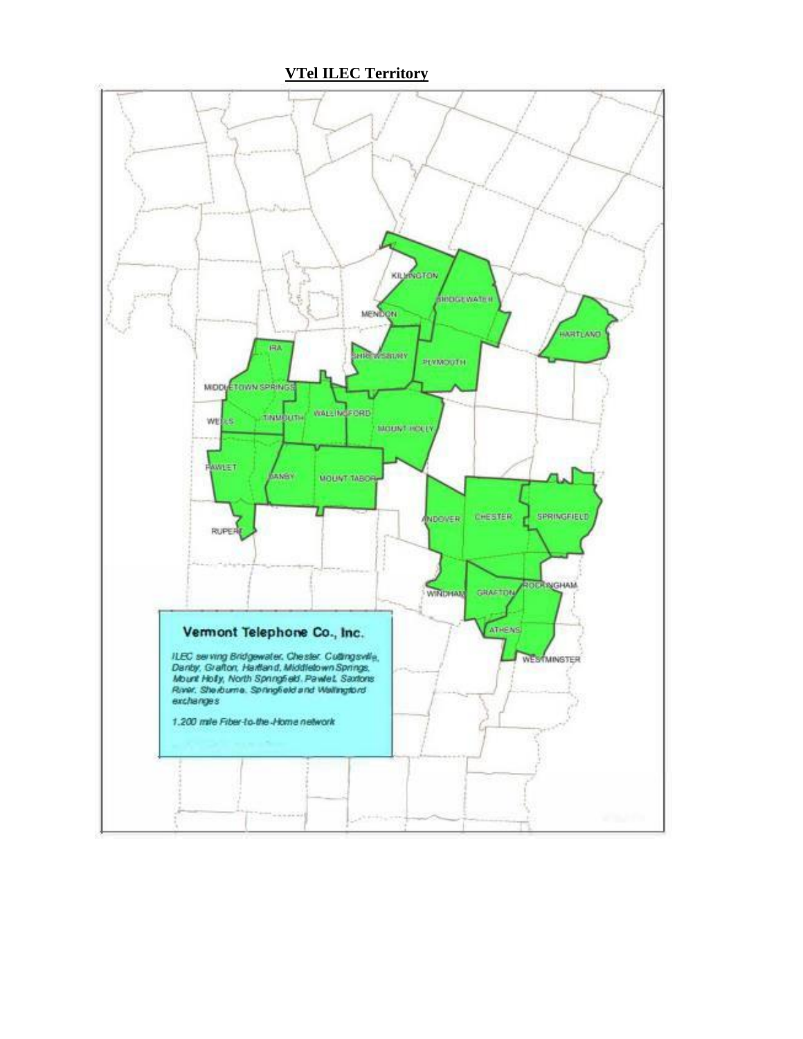## VTel ILEC Territory

KILLINGTON

BRIDGEWATER

MENDON

HARTLAND

IRA

SHREWSBURY

PLYMOUTH

MIDDLETOWN SPRINGS

WELLS

TINMOUTH

WALLINGFORD

MOUNT HOLLY

PAWLET

DANBY

MOUNT TABOR

RUPERT

ANDOVER

CHESTER

SPRINGFIELD

WINDHAM

GRAFTON

ROCKINGHAM

ATHENS

WESTMINSTER

**Vermont Telephone Co., Inc.**

*ILEC serving Bridgewater, Chester, Cuttingsville, Danby, Grafton, Hartland, Middletown Springs, Mount Holly, North Springfield, Pawlet, Saxtons River, Sherburne, Springfield and Wallingford exchanges*

*1,200 mile Fiber-to-the-Home network*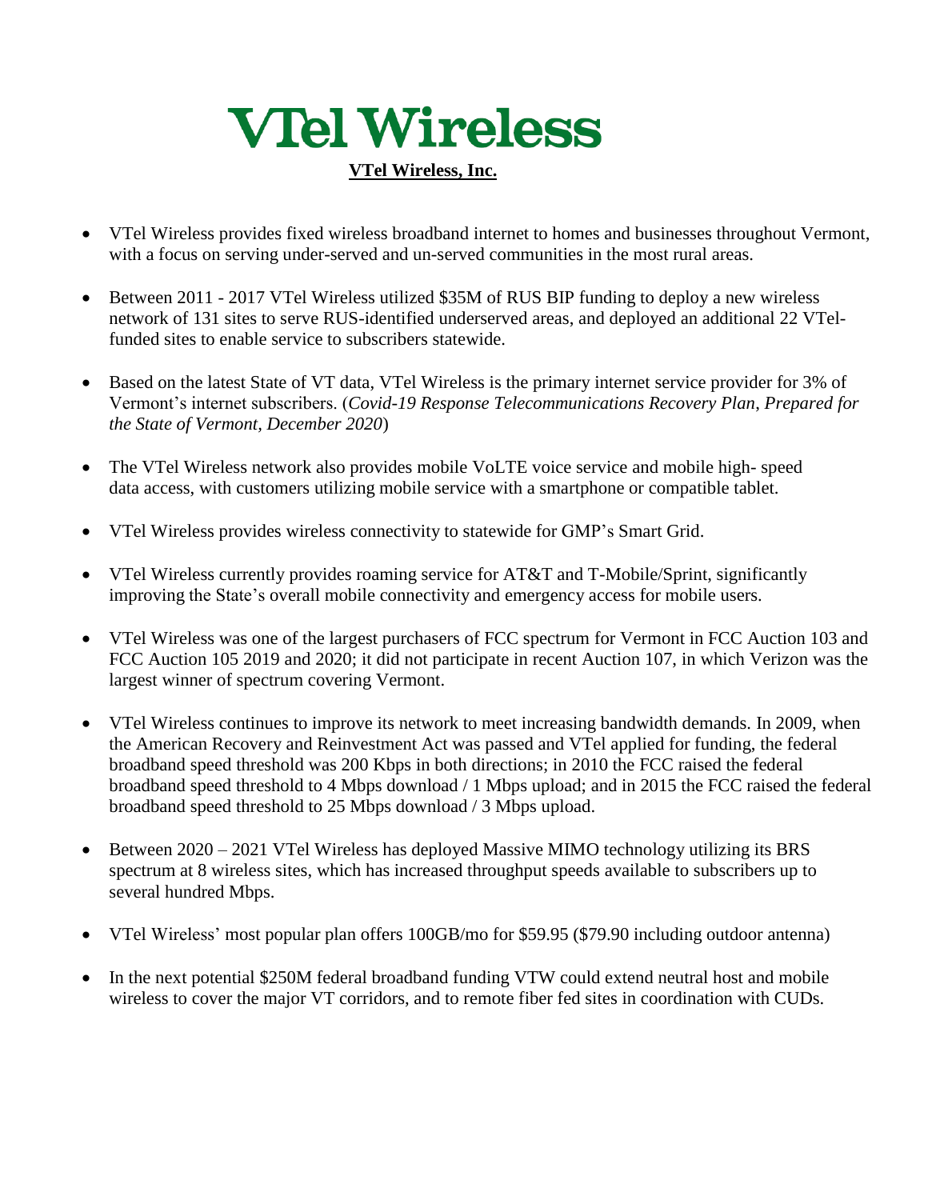# VTel Wireless

**VTel Wireless, Inc.**

- VTel Wireless provides fixed wireless broadband internet to homes and businesses throughout Vermont, with a focus on serving under-served and un-served communities in the most rural areas.
- Between 2011 - 2017 VTel Wireless utilized $35M of RUS BIP funding to deploy a new wireless network of 131 sites to serve RUS-identified underserved areas, and deployed an additional 22 VTel-funded sites to enable service to subscribers statewide.
- Based on the latest State of VT data, VTel Wireless is the primary internet service provider for 3% of Vermont's internet subscribers. (*Covid-19 Response Telecommunications Recovery Plan*, *Prepared for the State of Vermont, December 2020*)
- The VTel Wireless network also provides mobile VoLTE voice service and mobile high- speed data access, with customers utilizing mobile service with a smartphone or compatible tablet.
- VTel Wireless provides wireless connectivity to statewide for GMP's Smart Grid.
- VTel Wireless currently provides roaming service for AT&T and T-Mobile/Sprint, significantly improving the State's overall mobile connectivity and emergency access for mobile users.
- VTel Wireless was one of the largest purchasers of FCC spectrum for Vermont in FCC Auction 103 and FCC Auction 105 2019 and 2020; it did not participate in recent Auction 107, in which Verizon was the largest winner of spectrum covering Vermont.
- VTel Wireless continues to improve its network to meet increasing bandwidth demands. In 2009, when the American Recovery and Reinvestment Act was passed and VTel applied for funding, the federal broadband speed threshold was 200 Kbps in both directions; in 2010 the FCC raised the federal broadband speed threshold to 4 Mbps download / 1 Mbps upload; and in 2015 the FCC raised the federal broadband speed threshold to 25 Mbps download / 3 Mbps upload.
- Between 2020 – 2021 VTel Wireless has deployed Massive MIMO technology utilizing its BRS spectrum at 8 wireless sites, which has increased throughput speeds available to subscribers up to several hundred Mbps.
- VTel Wireless' most popular plan offers 100GB/mo for $59.95 ($79.90 including outdoor antenna)
- In the next potential $250M federal broadband funding VTW could extend neutral host and mobile wireless to cover the major VT corridors, and to remote fiber fed sites in coordination with CUDs.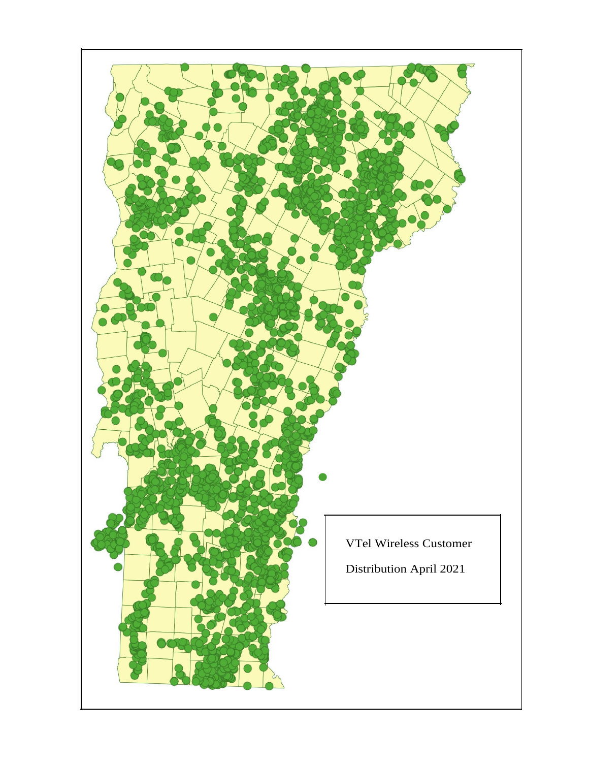VTel Wireless Customer

Distribution April 2021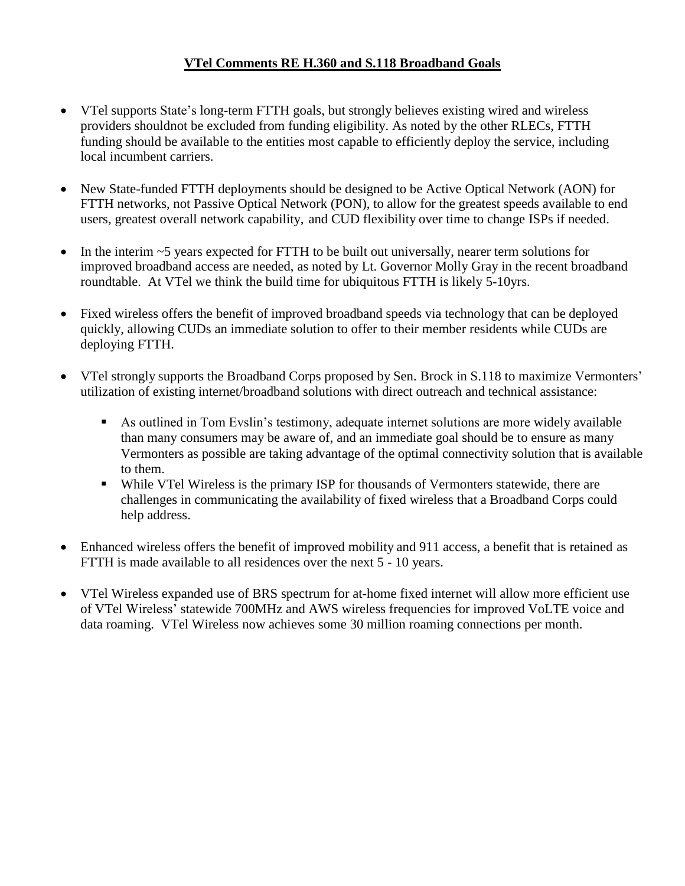**VTel Comments RE H.360 and S.118 Broadband Goals**

- VTel supports State's long-term FTTH goals, but strongly believes existing wired and wireless providers shouldnot be excluded from funding eligibility. As noted by the other RLECs, FTTH funding should be available to the entities most capable to efficiently deploy the service, including local incumbent carriers.

- New State-funded FTTH deployments should be designed to be Active Optical Network (AON) for FTTH networks, not Passive Optical Network (PON), to allow for the greatest speeds available to end users, greatest overall network capability, and CUD flexibility over time to change ISPs if needed.

- In the interim ~5 years expected for FTTH to be built out universally, nearer term solutions for improved broadband access are needed, as noted by Lt. Governor Molly Gray in the recent broadband roundtable. At VTel we think the build time for ubiquitous FTTH is likely 5-10yrs.

- Fixed wireless offers the benefit of improved broadband speeds via technology that can be deployed quickly, allowing CUDs an immediate solution to offer to their member residents while CUDs are deploying FTTH.

- VTel strongly supports the Broadband Corps proposed by Sen. Brock in S.118 to maximize Vermonters' utilization of existing internet/broadband solutions with direct outreach and technical assistance:
  - As outlined in Tom Evslin's testimony, adequate internet solutions are more widely available than many consumers may be aware of, and an immediate goal should be to ensure as many Vermonters as possible are taking advantage of the optimal connectivity solution that is available to them.
  - While VTel Wireless is the primary ISP for thousands of Vermonters statewide, there are challenges in communicating the availability of fixed wireless that a Broadband Corps could help address.

- Enhanced wireless offers the benefit of improved mobility and 911 access, a benefit that is retained as FTTH is made available to all residences over the next 5 - 10 years.

- VTel Wireless expanded use of BRS spectrum for at-home fixed internet will allow more efficient use of VTel Wireless' statewide 700MHz and AWS wireless frequencies for improved VoLTE voice and data roaming. VTel Wireless now achieves some 30 million roaming connections per month.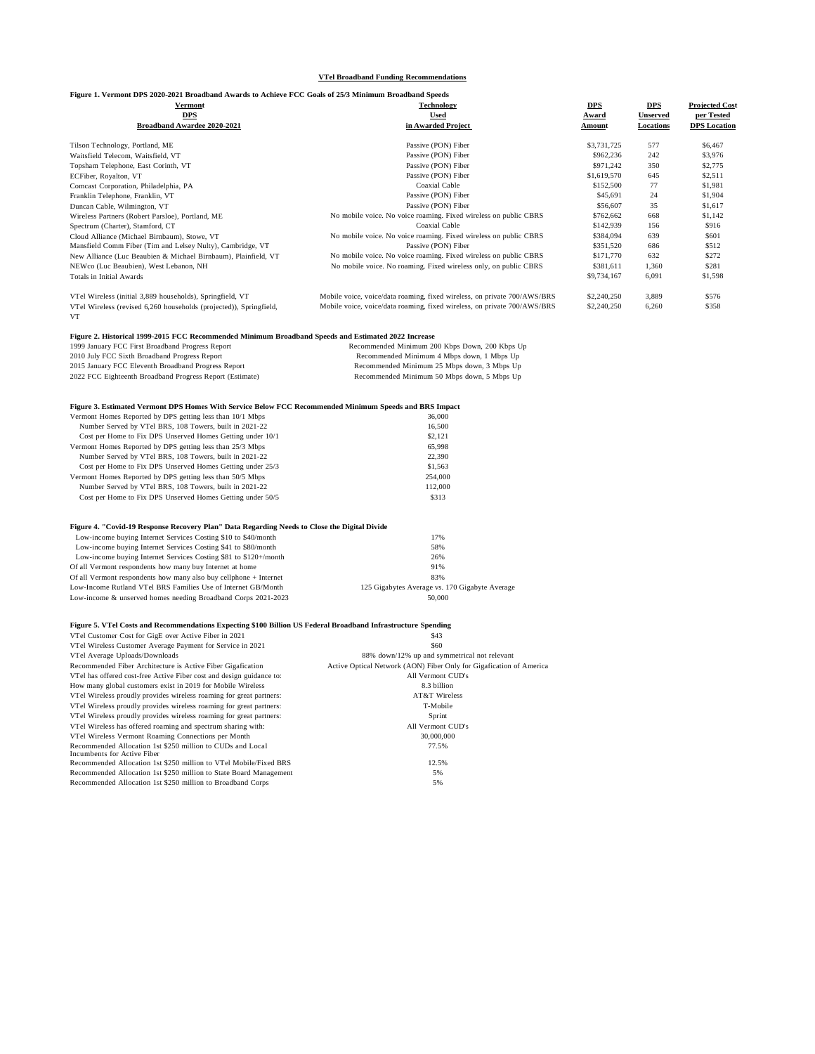**VTel Broadband Funding Recommendations**

**Figure 1. Vermont DPS 2020-2021 Broadband Awards to Achieve FCC Goals of 25/3 Minimum Broadband Speeds**

| Vermont DPS Broadband Awardee 2020-2021 | Technology Used in Awarded Project | DPS Award Amount | DPS Unserved Locations | Projected Cost per Tested DPS Location |
|---|---|---|---|---|
| Tilson Technology, Portland, ME | Passive (PON) Fiber | $3,731,725 | 577 | $6,467 |
| Waitsfield Telecom, Waitsfield, VT | Passive (PON) Fiber | $962,236 | 242 | $3,976 |
| Topsham Telephone, East Corinth, VT | Passive (PON) Fiber | $971,242 | 350 | $2,775 |
| ECFiber, Royalton, VT | Passive (PON) Fiber | $1,619,570 | 645 | $2,511 |
| Comcast Corporation, Philadelphia, PA | Coaxial Cable | $152,500 | 77 | $1,981 |
| Franklin Telephone, Franklin, VT | Passive (PON) Fiber | $45,691 | 24 | $1,904 |
| Duncan Cable, Wilmington, VT | Passive (PON) Fiber | $56,607 | 35 | $1,617 |
| Wireless Partners (Robert Parsloe), Portland, ME | No mobile voice. No voice roaming. Fixed wireless on public CBRS | $762,662 | 668 | $1,142 |
| Spectrum (Charter), Stamford, CT | Coaxial Cable | $142,939 | 156 | $916 |
| Cloud Alliance (Michael Birnbaum), Stowe, VT | No mobile voice. No voice roaming. Fixed wireless on public CBRS | $384,094 | 639 | $601 |
| Mansfield Comm Fiber (Tim and Lelsey Nulty), Cambridge, VT | Passive (PON) Fiber | $351,520 | 686 | $512 |
| New Alliance (Luc Beaubien & Michael Birnbaum), Plainfield, VT | No mobile voice. No voice roaming. Fixed wireless on public CBRS | $171,770 | 632 | $272 |
| NEWco (Luc Beaubien), West Lebanon, NH | No mobile voice. No roaming. Fixed wireless only, on public CBRS | $381,611 | 1,360 | $281 |
| Totals in Initial Awards | | $9,734,167 | 6,091 | $1,598 |
| VTel Wireless (initial 3,889 households), Springfield, VT | Mobile voice, voice/data roaming, fixed wireless, on private 700/AWS/BRS | $2,240,250 | 3,889 | $576 |
| VTel Wireless (revised 6,260 households (projected)), Springfield, VT | Mobile voice, voice/data roaming, fixed wireless, on private 700/AWS/BRS | $2,240,250 | 6,260 | $358 |

**Figure 2. Historical 1999-2015 FCC Recommended Minimum Broadband Speeds and Estimated 2022 Increase**

| | |
|---|---|
| 1999 January FCC First Broadband Progress Report | Recommended Minimum 200 Kbps Down, 200 Kbps Up |
| 2010 July FCC Sixth Broadband Progress Report | Recommended Minimum 4 Mbps down, 1 Mbps Up |
| 2015 January FCC Eleventh Broadband Progress Report | Recommended Minimum 25 Mbps down, 3 Mbps Up |
| 2022 FCC Eighteenth Broadband Progress Report (Estimate) | Recommended Minimum 50 Mbps down, 5 Mbps Up |

**Figure 3. Estimated Vermont DPS Homes With Service Below FCC Recommended Minimum Speeds and BRS Impact**

| | |
|---|---|
| Vermont Homes Reported by DPS getting less than 10/1 Mbps | 36,000 |
| Number Served by VTel BRS, 108 Towers, built in 2021-22 | 16,500 |
| Cost per Home to Fix DPS Unserved Homes Getting under 10/1 | $2,121 |
| Vermont Homes Reported by DPS getting less than 25/3 Mbps | 65,998 |
| Number Served by VTel BRS, 108 Towers, built in 2021-22 | 22,390 |
| Cost per Home to Fix DPS Unserved Homes Getting under 25/3 | $1,563 |
| Vermont Homes Reported by DPS getting less than 50/5 Mbps | 254,000 |
| Number Served by VTel BRS, 108 Towers, built in 2021-22 | 112,000 |
| Cost per Home to Fix DPS Unserved Homes Getting under 50/5 | $313 |

**Figure 4. "Covid-19 Response Recovery Plan" Data Regarding Needs to Close the Digital Divide**

| | |
|---|---|
| Low-income buying Internet Services Costing $10 to $40/month | 17% |
| Low-income buying Internet Services Costing $41 to $80/month | 58% |
| Low-income buying Internet Services Costing $81 to $120+/month | 26% |
| Of all Vermont respondents how many buy Internet at home | 91% |
| Of all Vermont respondents how many also buy cellphone + Internet | 83% |
| Low-Income Rutland VTel BRS Families Use of Internet GB/Month | 125 Gigabytes Average vs. 170 Gigabyte Average |
| Low-income & unserved homes needing Broadband Corps 2021-2023 | 50,000 |

**Figure 5. VTel Costs and Recommendations Expecting $100 Billion US Federal Broadband Infrastructure Spending**

| | |
|---|---|
| VTel Customer Cost for GigE over Active Fiber in 2021 | $43 |
| VTel Wireless Customer Average Payment for Service in 2021 | $60 |
| VTel Average Uploads/Downloads | 88% down/12% up and symmetrical not relevant |
| Recommended Fiber Architecture is Active Fiber Gigafication | Active Optical Network (AON) Fiber Only for Gigafication of America |
| VTel has offered cost-free Active Fiber cost and design guidance to: | All Vermont CUD's |
| How many global customers exist in 2019 for Mobile Wireless | 8.3 billion |
| VTel Wireless proudly provides wireless roaming for great partners: | AT&T Wireless |
| VTel Wireless proudly provides wireless roaming for great partners: | T-Mobile |
| VTel Wireless proudly provides wireless roaming for great partners: | Sprint |
| VTel Wireless has offered roaming and spectrum sharing with: | All Vermont CUD's |
| VTel Wireless Vermont Roaming Connections per Month | 30,000,000 |
| Recommended Allocation 1st $250 million to CUDs and Local Incumbents for Active Fiber | 77.5% |
| Recommended Allocation 1st $250 million to VTel Mobile/Fixed BRS | 12.5% |
| Recommended Allocation 1st $250 million to State Board Management | 5% |
| Recommended Allocation 1st $250 million to Broadband Corps | 5% |